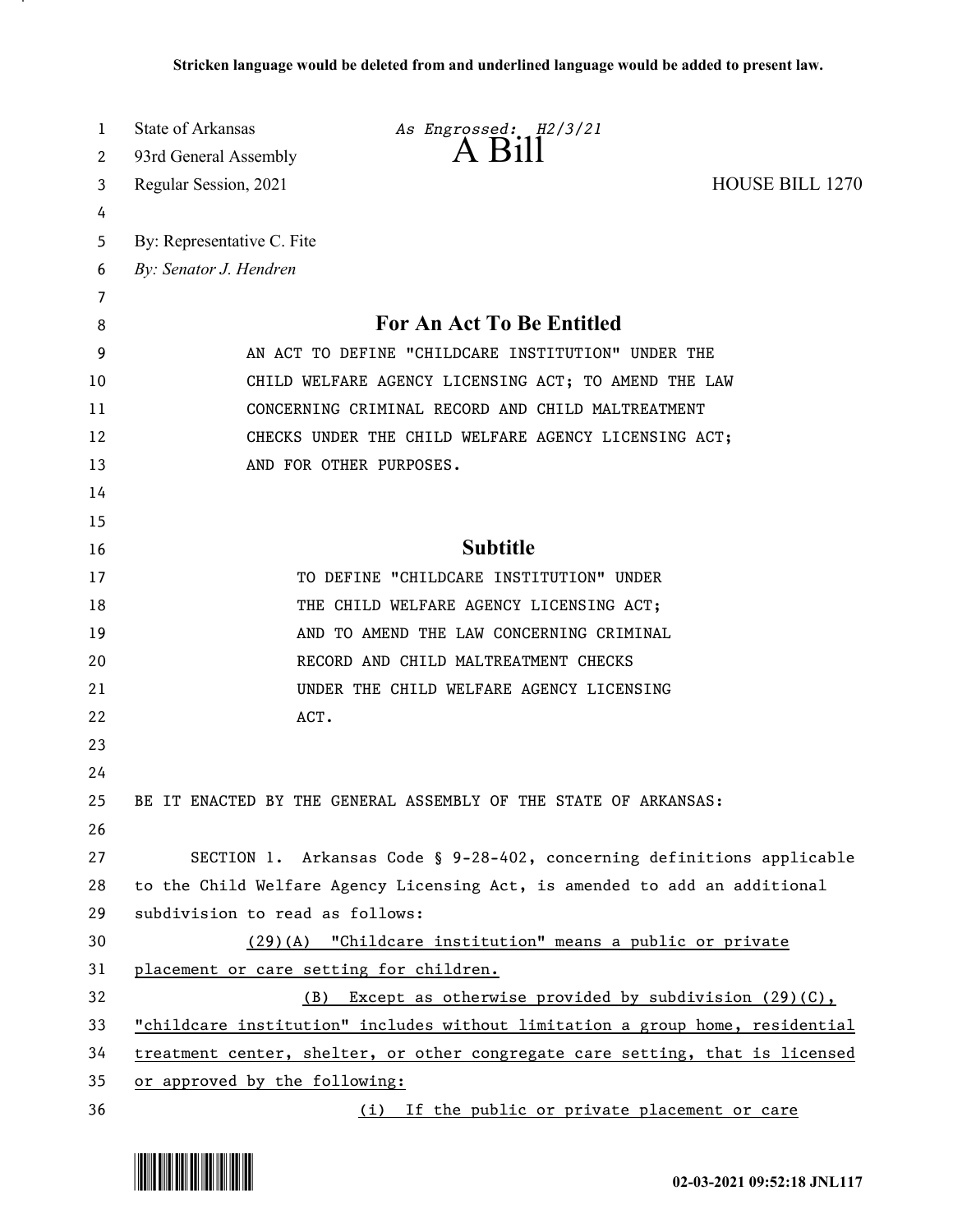**Stricken language would be deleted from and underlined language would be added to present law.**

State of Arkansas *As Engrossed: H2/3/21*
93rd General Assembly
# A Bill
Regular Session, 2021 HOUSE BILL 1270

By: Representative C. Fite
*By: Senator J. Hendren*

## For An Act To Be Entitled

AN ACT TO DEFINE "CHILDCARE INSTITUTION" UNDER THE CHILD WELFARE AGENCY LICENSING ACT; TO AMEND THE LAW CONCERNING CRIMINAL RECORD AND CHILD MALTREATMENT CHECKS UNDER THE CHILD WELFARE AGENCY LICENSING ACT; AND FOR OTHER PURPOSES.

## Subtitle

TO DEFINE "CHILDCARE INSTITUTION" UNDER THE CHILD WELFARE AGENCY LICENSING ACT; AND TO AMEND THE LAW CONCERNING CRIMINAL RECORD AND CHILD MALTREATMENT CHECKS UNDER THE CHILD WELFARE AGENCY LICENSING ACT.

BE IT ENACTED BY THE GENERAL ASSEMBLY OF THE STATE OF ARKANSAS:

SECTION 1. Arkansas Code § 9-28-402, concerning definitions applicable to the Child Welfare Agency Licensing Act, is amended to add an additional subdivision to read as follows:

<u>(29)(A) "Childcare institution" means a public or private placement or care setting for children.</u>

<u>(B) Except as otherwise provided by subdivision (29)(C), "childcare institution" includes without limitation a group home, residential treatment center, shelter, or other congregate care setting, that is licensed or approved by the following:</u>

<u>(i) If the public or private placement or care</u>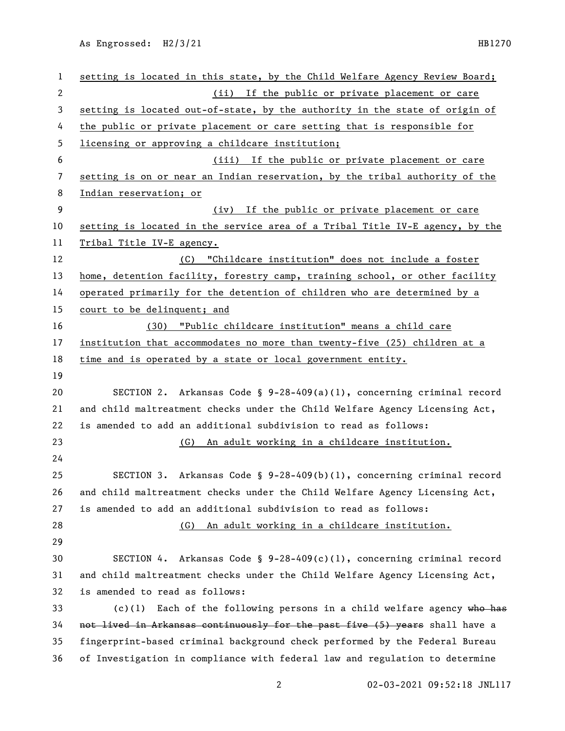setting is located in this state, by the Child Welfare Agency Review Board;

(ii) If the public or private placement or care setting is located out-of-state, by the authority in the state of origin of the public or private placement or care setting that is responsible for licensing or approving a childcare institution;

(iii) If the public or private placement or care setting is on or near an Indian reservation, by the tribal authority of the Indian reservation; or

(iv) If the public or private placement or care setting is located in the service area of a Tribal Title IV-E agency, by the Tribal Title IV-E agency.

(C) "Childcare institution" does not include a foster home, detention facility, forestry camp, training school, or other facility operated primarily for the detention of children who are determined by a court to be delinquent; and

(30) "Public childcare institution" means a child care institution that accommodates no more than twenty-five (25) children at a time and is operated by a state or local government entity.

SECTION 2. Arkansas Code § 9-28-409(a)(1), concerning criminal record and child maltreatment checks under the Child Welfare Agency Licensing Act, is amended to add an additional subdivision to read as follows:

(G) An adult working in a childcare institution.

SECTION 3. Arkansas Code § 9-28-409(b)(1), concerning criminal record and child maltreatment checks under the Child Welfare Agency Licensing Act, is amended to add an additional subdivision to read as follows:

(G) An adult working in a childcare institution.

SECTION 4. Arkansas Code § 9-28-409(c)(1), concerning criminal record and child maltreatment checks under the Child Welfare Agency Licensing Act, is amended to read as follows:

(c)(1) Each of the following persons in a child welfare agency ~~who has not lived in Arkansas continuously for the past five (5) years~~ shall have a fingerprint-based criminal background check performed by the Federal Bureau of Investigation in compliance with federal law and regulation to determine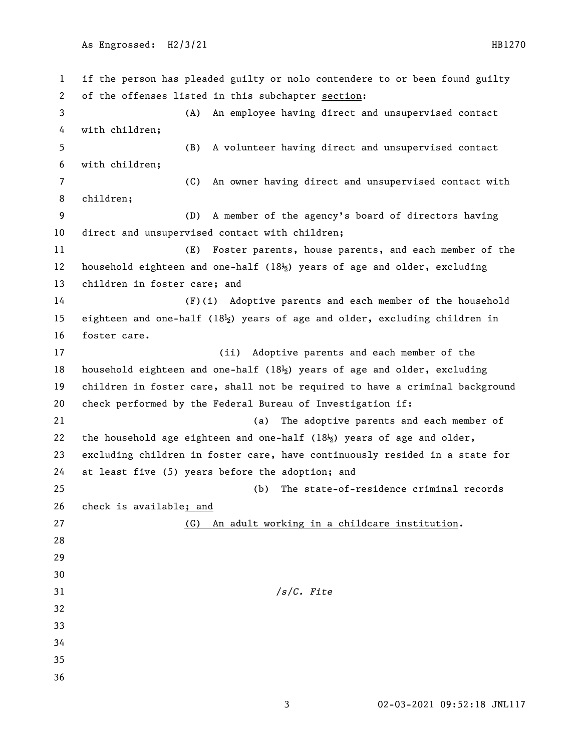if the person has pleaded guilty or nolo contendere to or been found guilty of the offenses listed in this ~~subchapter~~ section:

(A) An employee having direct and unsupervised contact with children;

(B) A volunteer having direct and unsupervised contact with children;

(C) An owner having direct and unsupervised contact with children;

(D) A member of the agency's board of directors having direct and unsupervised contact with children;

(E) Foster parents, house parents, and each member of the household eighteen and one-half (18½) years of age and older, excluding children in foster care; ~~and~~

(F)(i) Adoptive parents and each member of the household eighteen and one-half (18½) years of age and older, excluding children in foster care.

(ii) Adoptive parents and each member of the household eighteen and one-half (18½) years of age and older, excluding children in foster care, shall not be required to have a criminal background check performed by the Federal Bureau of Investigation if:

(a) The adoptive parents and each member of the household age eighteen and one-half (18½) years of age and older, excluding children in foster care, have continuously resided in a state for at least five (5) years before the adoption; and

(b) The state-of-residence criminal records check is available; and

(G) An adult working in a childcare institution.

*/s/C. Fite*